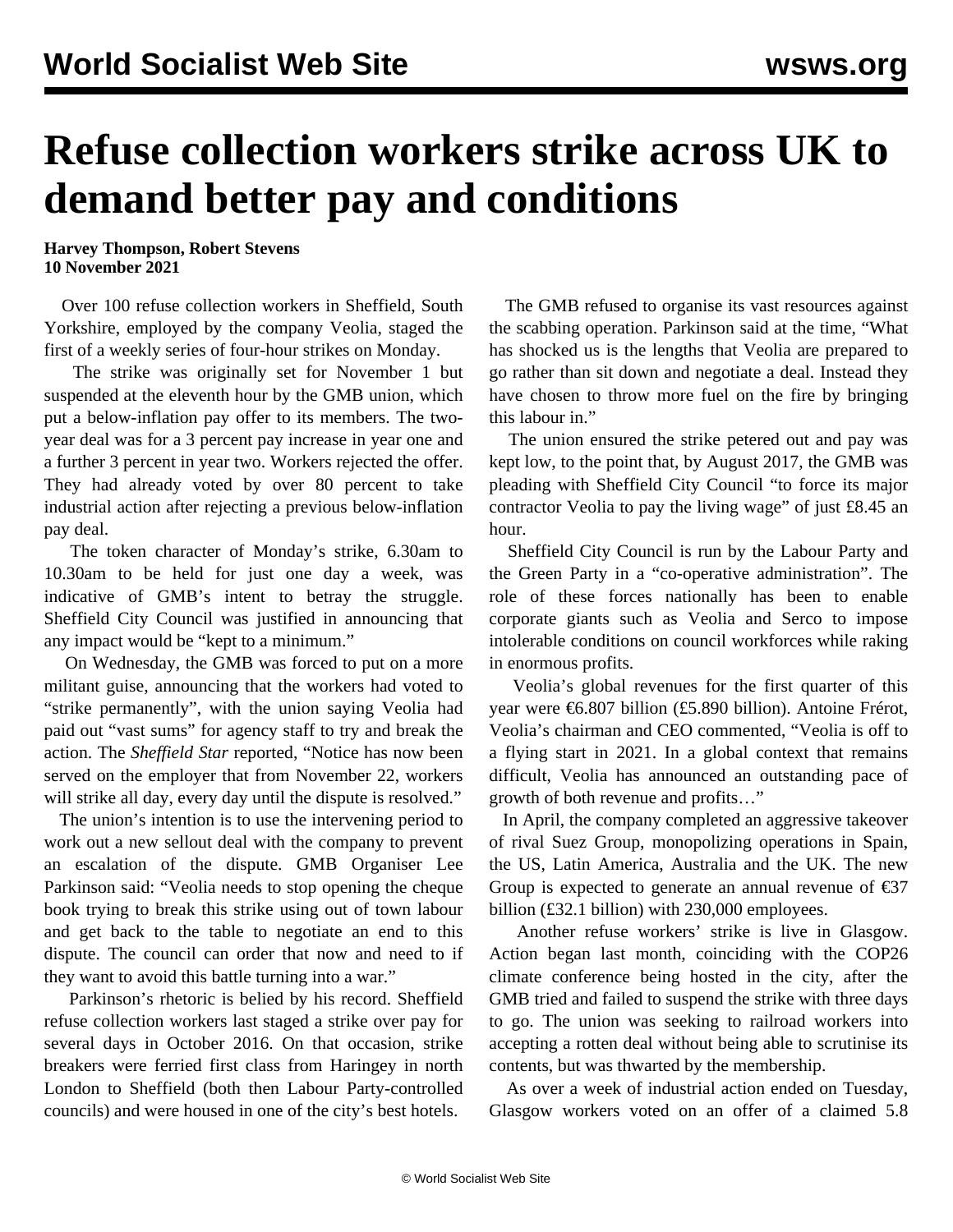# Refuse collection workers strike across UK to demand better pay and conditions

**Harvey Thompson, Robert Stevens**
**10 November 2021**

Over 100 refuse collection workers in Sheffield, South Yorkshire, employed by the company Veolia, staged the first of a weekly series of four-hour strikes on Monday.

The strike was originally set for November 1 but suspended at the eleventh hour by the GMB union, which put a below-inflation pay offer to its members. The two-year deal was for a 3 percent pay increase in year one and a further 3 percent in year two. Workers rejected the offer. They had already voted by over 80 percent to take industrial action after rejecting a previous below-inflation pay deal.

The token character of Monday's strike, 6.30am to 10.30am to be held for just one day a week, was indicative of GMB's intent to betray the struggle. Sheffield City Council was justified in announcing that any impact would be "kept to a minimum."

On Wednesday, the GMB was forced to put on a more militant guise, announcing that the workers had voted to "strike permanently", with the union saying Veolia had paid out "vast sums" for agency staff to try and break the action. The *Sheffield Star* reported, "Notice has now been served on the employer that from November 22, workers will strike all day, every day until the dispute is resolved."

The union's intention is to use the intervening period to work out a new sellout deal with the company to prevent an escalation of the dispute. GMB Organiser Lee Parkinson said: "Veolia needs to stop opening the cheque book trying to break this strike using out of town labour and get back to the table to negotiate an end to this dispute. The council can order that now and need to if they want to avoid this battle turning into a war."

Parkinson's rhetoric is belied by his record. Sheffield refuse collection workers last staged a strike over pay for several days in October 2016. On that occasion, strike breakers were ferried first class from Haringey in north London to Sheffield (both then Labour Party-controlled councils) and were housed in one of the city's best hotels.

The GMB refused to organise its vast resources against the scabbing operation. Parkinson said at the time, "What has shocked us is the lengths that Veolia are prepared to go rather than sit down and negotiate a deal. Instead they have chosen to throw more fuel on the fire by bringing this labour in."

The union ensured the strike petered out and pay was kept low, to the point that, by August 2017, the GMB was pleading with Sheffield City Council "to force its major contractor Veolia to pay the living wage" of just £8.45 an hour.

Sheffield City Council is run by the Labour Party and the Green Party in a "co-operative administration". The role of these forces nationally has been to enable corporate giants such as Veolia and Serco to impose intolerable conditions on council workforces while raking in enormous profits.

Veolia's global revenues for the first quarter of this year were €6.807 billion (£5.890 billion). Antoine Frérot, Veolia's chairman and CEO commented, "Veolia is off to a flying start in 2021. In a global context that remains difficult, Veolia has announced an outstanding pace of growth of both revenue and profits…"

In April, the company completed an aggressive takeover of rival Suez Group, monopolizing operations in Spain, the US, Latin America, Australia and the UK. The new Group is expected to generate an annual revenue of €37 billion (£32.1 billion) with 230,000 employees.

Another refuse workers' strike is live in Glasgow. Action began last month, coinciding with the COP26 climate conference being hosted in the city, after the GMB tried and failed to suspend the strike with three days to go. The union was seeking to railroad workers into accepting a rotten deal without being able to scrutinise its contents, but was thwarted by the membership.

As over a week of industrial action ended on Tuesday, Glasgow workers voted on an offer of a claimed 5.8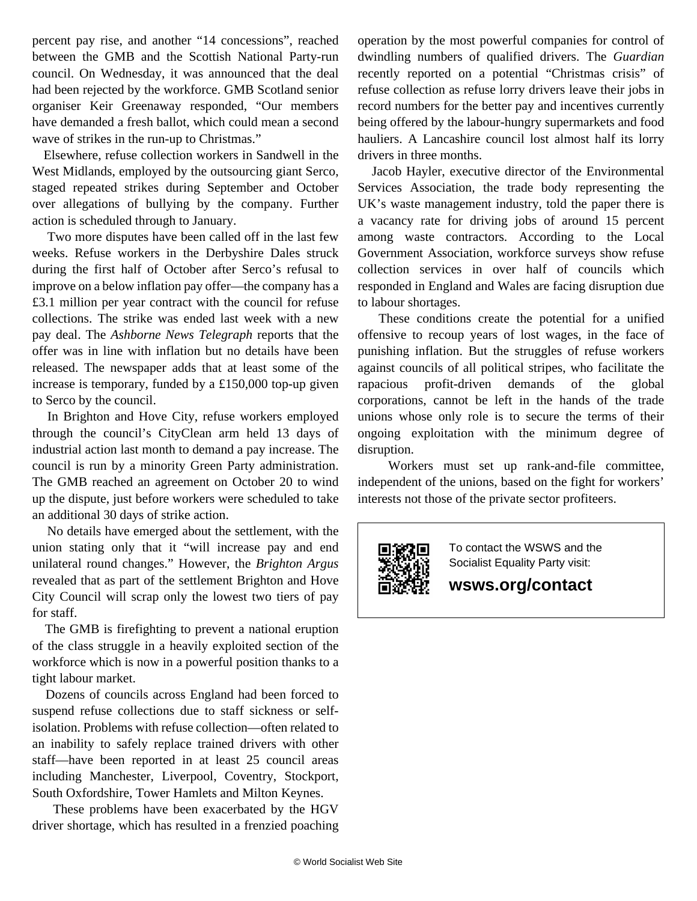percent pay rise, and another “14 concessions”, reached between the GMB and the Scottish National Party-run council. On Wednesday, it was announced that the deal had been rejected by the workforce. GMB Scotland senior organiser Keir Greenaway responded, “Our members have demanded a fresh ballot, which could mean a second wave of strikes in the run-up to Christmas.”

Elsewhere, refuse collection workers in Sandwell in the West Midlands, employed by the outsourcing giant Serco, staged repeated strikes during September and October over allegations of bullying by the company. Further action is scheduled through to January.

Two more disputes have been called off in the last few weeks. Refuse workers in the Derbyshire Dales struck during the first half of October after Serco’s refusal to improve on a below inflation pay offer—the company has a £3.1 million per year contract with the council for refuse collections. The strike was ended last week with a new pay deal. The *Ashborne News Telegraph* reports that the offer was in line with inflation but no details have been released. The newspaper adds that at least some of the increase is temporary, funded by a £150,000 top-up given to Serco by the council.

In Brighton and Hove City, refuse workers employed through the council’s CityClean arm held 13 days of industrial action last month to demand a pay increase. The council is run by a minority Green Party administration. The GMB reached an agreement on October 20 to wind up the dispute, just before workers were scheduled to take an additional 30 days of strike action.

No details have emerged about the settlement, with the union stating only that it “will increase pay and end unilateral round changes.” However, the *Brighton Argus* revealed that as part of the settlement Brighton and Hove City Council will scrap only the lowest two tiers of pay for staff.

The GMB is firefighting to prevent a national eruption of the class struggle in a heavily exploited section of the workforce which is now in a powerful position thanks to a tight labour market.

Dozens of councils across England had been forced to suspend refuse collections due to staff sickness or self-isolation. Problems with refuse collection—often related to an inability to safely replace trained drivers with other staff—have been reported in at least 25 council areas including Manchester, Liverpool, Coventry, Stockport, South Oxfordshire, Tower Hamlets and Milton Keynes.

These problems have been exacerbated by the HGV driver shortage, which has resulted in a frenzied poaching operation by the most powerful companies for control of dwindling numbers of qualified drivers. The *Guardian* recently reported on a potential “Christmas crisis” of refuse collection as refuse lorry drivers leave their jobs in record numbers for the better pay and incentives currently being offered by the labour-hungry supermarkets and food hauliers. A Lancashire council lost almost half its lorry drivers in three months.

Jacob Hayler, executive director of the Environmental Services Association, the trade body representing the UK’s waste management industry, told the paper there is a vacancy rate for driving jobs of around 15 percent among waste contractors. According to the Local Government Association, workforce surveys show refuse collection services in over half of councils which responded in England and Wales are facing disruption due to labour shortages.

These conditions create the potential for a unified offensive to recoup years of lost wages, in the face of punishing inflation. But the struggles of refuse workers against councils of all political stripes, who facilitate the rapacious profit-driven demands of the global corporations, cannot be left in the hands of the trade unions whose only role is to secure the terms of their ongoing exploitation with the minimum degree of disruption.

Workers must set up rank-and-file committee, independent of the unions, based on the fight for workers’ interests not those of the private sector profiteers.

To contact the WSWS and the Socialist Equality Party visit:

**wsws.org/contact**